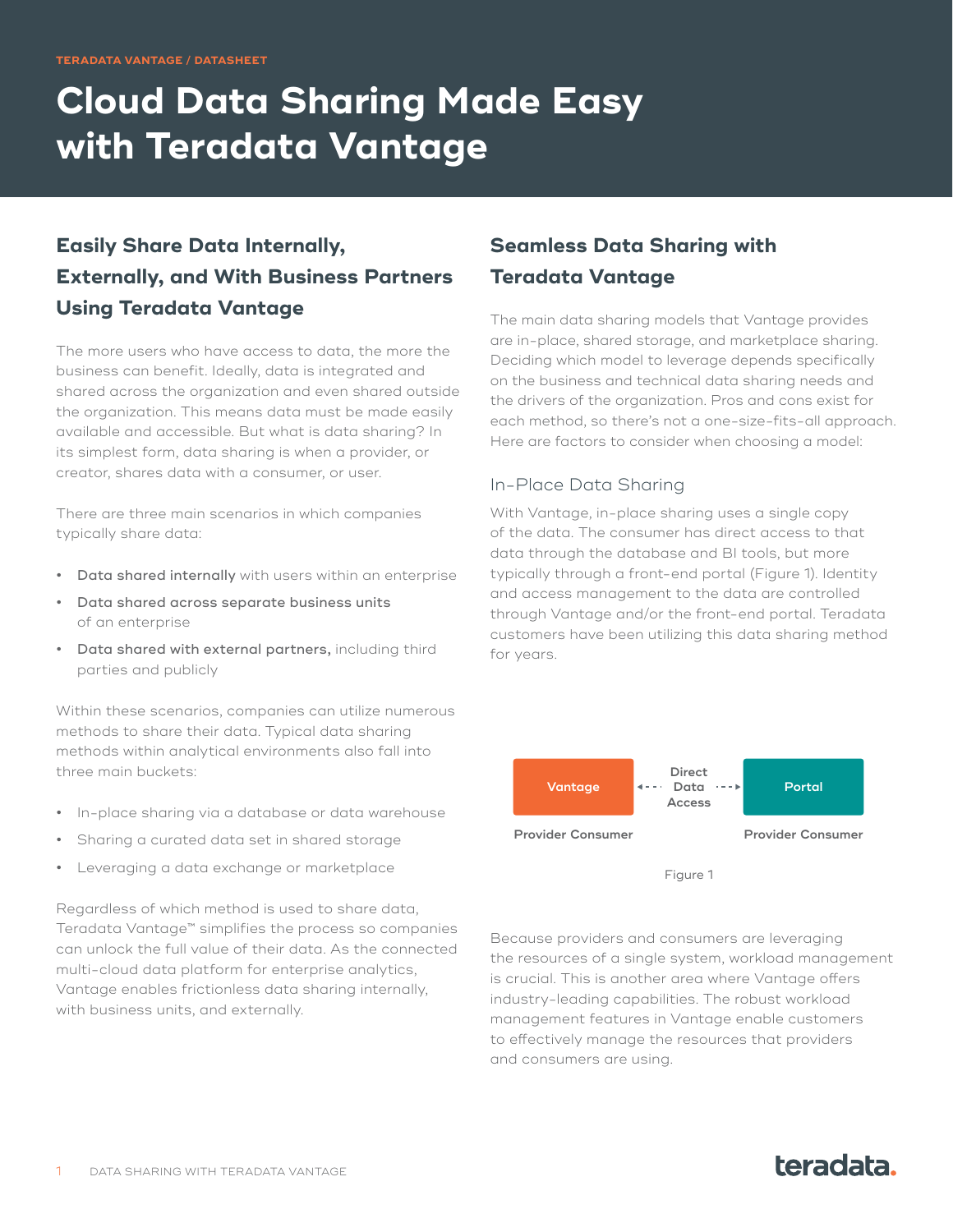TERADATA VANTAGE / DATASHEET

# Cloud Data Sharing Made Easy with Teradata Vantage

## Easily Share Data Internally, Externally, and With Business Partners Using Teradata Vantage

The more users who have access to data, the more the business can benefit. Ideally, data is integrated and shared across the organization and even shared outside the organization. This means data must be made easily available and accessible. But what is data sharing? In its simplest form, data sharing is when a provider, or creator, shares data with a consumer, or user.

There are three main scenarios in which companies typically share data:

- **Data shared internally** with users within an enterprise
- **Data shared across separate business units** of an enterprise
- **Data shared with external partners,** including third parties and publicly

Within these scenarios, companies can utilize numerous methods to share their data. Typical data sharing methods within analytical environments also fall into three main buckets:

- In-place sharing via a database or data warehouse
- Sharing a curated data set in shared storage
- Leveraging a data exchange or marketplace

Regardless of which method is used to share data, Teradata Vantage™ simplifies the process so companies can unlock the full value of their data. As the connected multi-cloud data platform for enterprise analytics, Vantage enables frictionless data sharing internally, with business units, and externally.

## Seamless Data Sharing with Teradata Vantage

The main data sharing models that Vantage provides are in-place, shared storage, and marketplace sharing. Deciding which model to leverage depends specifically on the business and technical data sharing needs and the drivers of the organization. Pros and cons exist for each method, so there's not a one-size-fits-all approach. Here are factors to consider when choosing a model:

### In-Place Data Sharing

With Vantage, in-place sharing uses a single copy of the data. The consumer has direct access to that data through the database and BI tools, but more typically through a front-end portal (Figure 1). Identity and access management to the data are controlled through Vantage and/or the front-end portal. Teradata customers have been utilizing this data sharing method for years.

Vantage ◂--- Direct Data Access ---▸ Portal

Provider Consumer | Provider Consumer

Figure 1

Because providers and consumers are leveraging the resources of a single system, workload management is crucial. This is another area where Vantage offers industry-leading capabilities. The robust workload management features in Vantage enable customers to effectively manage the resources that providers and consumers are using.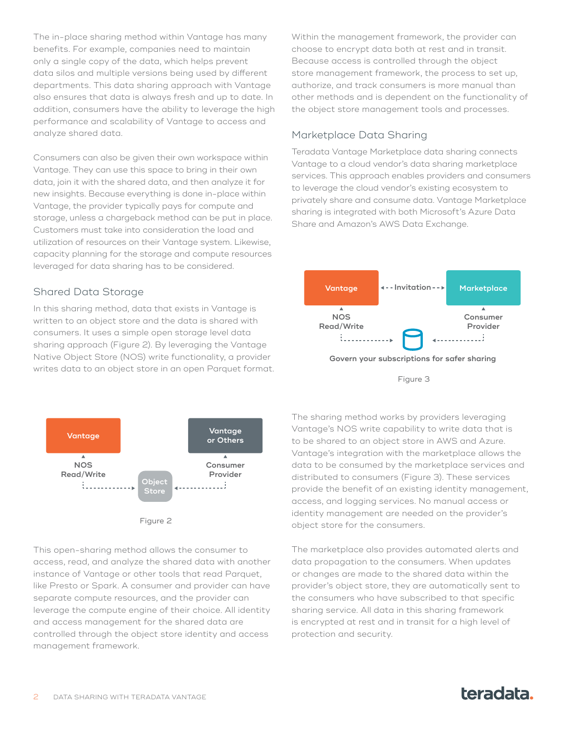The in-place sharing method within Vantage has many benefits. For example, companies need to maintain only a single copy of the data, which helps prevent data silos and multiple versions being used by different departments. This data sharing approach with Vantage also ensures that data is always fresh and up to date. In addition, consumers have the ability to leverage the high performance and scalability of Vantage to access and analyze shared data.

Consumers can also be given their own workspace within Vantage. They can use this space to bring in their own data, join it with the shared data, and then analyze it for new insights. Because everything is done in-place within Vantage, the provider typically pays for compute and storage, unless a chargeback method can be put in place. Customers must take into consideration the load and utilization of resources on their Vantage system. Likewise, capacity planning for the storage and compute resources leveraged for data sharing has to be considered.

## Shared Data Storage

In this sharing method, data that exists in Vantage is written to an object store and the data is shared with consumers. It uses a simple open storage level data sharing approach (Figure 2). By leveraging the Vantage Native Object Store (NOS) write functionality, a provider writes data to an object store in an open Parquet format.

Vantage — NOS Read/Write — Object Store — Consumer Provider — Vantage or Others

Figure 2

This open-sharing method allows the consumer to access, read, and analyze the shared data with another instance of Vantage or other tools that read Parquet, like Presto or Spark. A consumer and provider can have separate compute resources, and the provider can leverage the compute engine of their choice. All identity and access management for the shared data are controlled through the object store identity and access management framework.

Within the management framework, the provider can choose to encrypt data both at rest and in transit. Because access is controlled through the object store management framework, the process to set up, authorize, and track consumers is more manual than other methods and is dependent on the functionality of the object store management tools and processes.

## Marketplace Data Sharing

Teradata Vantage Marketplace data sharing connects Vantage to a cloud vendor's data sharing marketplace services. This approach enables providers and consumers to leverage the cloud vendor's existing ecosystem to privately share and consume data. Vantage Marketplace sharing is integrated with both Microsoft's Azure Data Share and Amazon's AWS Data Exchange.

Vantage — Invitation — Marketplace

NOS Read/Write — Consumer Provider

Govern your subscriptions for safer sharing

Figure 3

The sharing method works by providers leveraging Vantage's NOS write capability to write data that is to be shared to an object store in AWS and Azure. Vantage's integration with the marketplace allows the data to be consumed by the marketplace services and distributed to consumers (Figure 3). These services provide the benefit of an existing identity management, access, and logging services. No manual access or identity management are needed on the provider's object store for the consumers.

The marketplace also provides automated alerts and data propagation to the consumers. When updates or changes are made to the shared data within the provider's object store, they are automatically sent to the consumers who have subscribed to that specific sharing service. All data in this sharing framework is encrypted at rest and in transit for a high level of protection and security.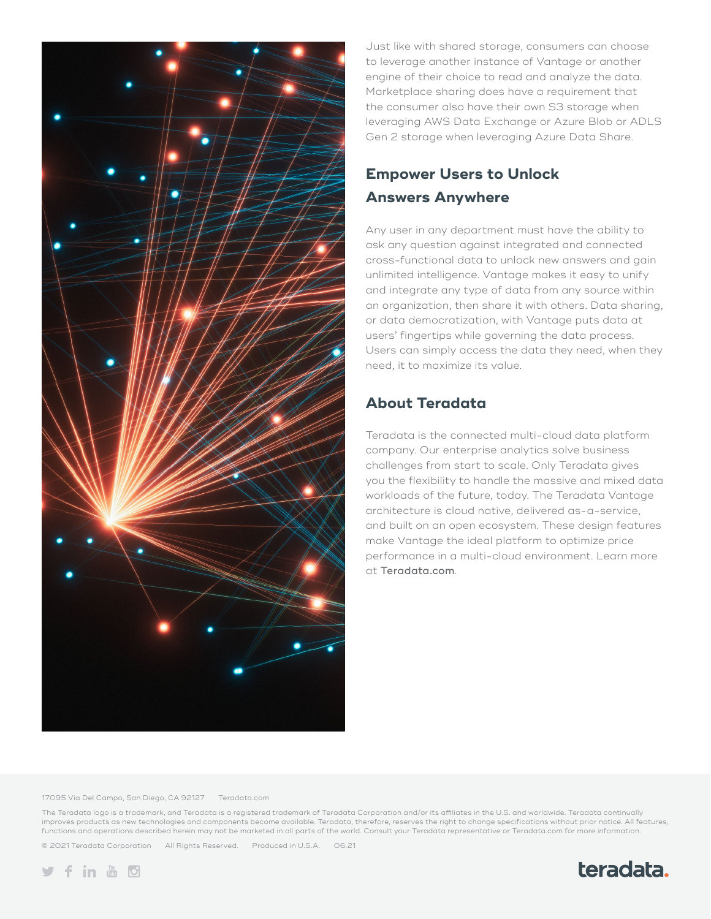Just like with shared storage, consumers can choose to leverage another instance of Vantage or another engine of their choice to read and analyze the data. Marketplace sharing does have a requirement that the consumer also have their own S3 storage when leveraging AWS Data Exchange or Azure Blob or ADLS Gen 2 storage when leveraging Azure Data Share.

## Empower Users to Unlock Answers Anywhere

Any user in any department must have the ability to ask any question against integrated and connected cross-functional data to unlock new answers and gain unlimited intelligence. Vantage makes it easy to unify and integrate any type of data from any source within an organization, then share it with others. Data sharing, or data democratization, with Vantage puts data at users' fingertips while governing the data process. Users can simply access the data they need, when they need, it to maximize its value.

## About Teradata

Teradata is the connected multi-cloud data platform company. Our enterprise analytics solve business challenges from start to scale. Only Teradata gives you the flexibility to handle the massive and mixed data workloads of the future, today. The Teradata Vantage architecture is cloud native, delivered as-a-service, and built on an open ecosystem. These design features make Vantage the ideal platform to optimize price performance in a multi-cloud environment. Learn more at **Teradata.com**.

17095 Via Del Campo, San Diego, CA 92127 Teradata.com

The Teradata logo is a trademark, and Teradata is a registered trademark of Teradata Corporation and/or its affiliates in the U.S. and worldwide. Teradata continually improves products as new technologies and components become available. Teradata, therefore, reserves the right to change specifications without prior notice. All features, functions and operations described herein may not be marketed in all parts of the world. Consult your Teradata representative or Teradata.com for more information.

© 2021 Teradata Corporation All Rights Reserved. Produced in U.S.A. 06.21

teradata.